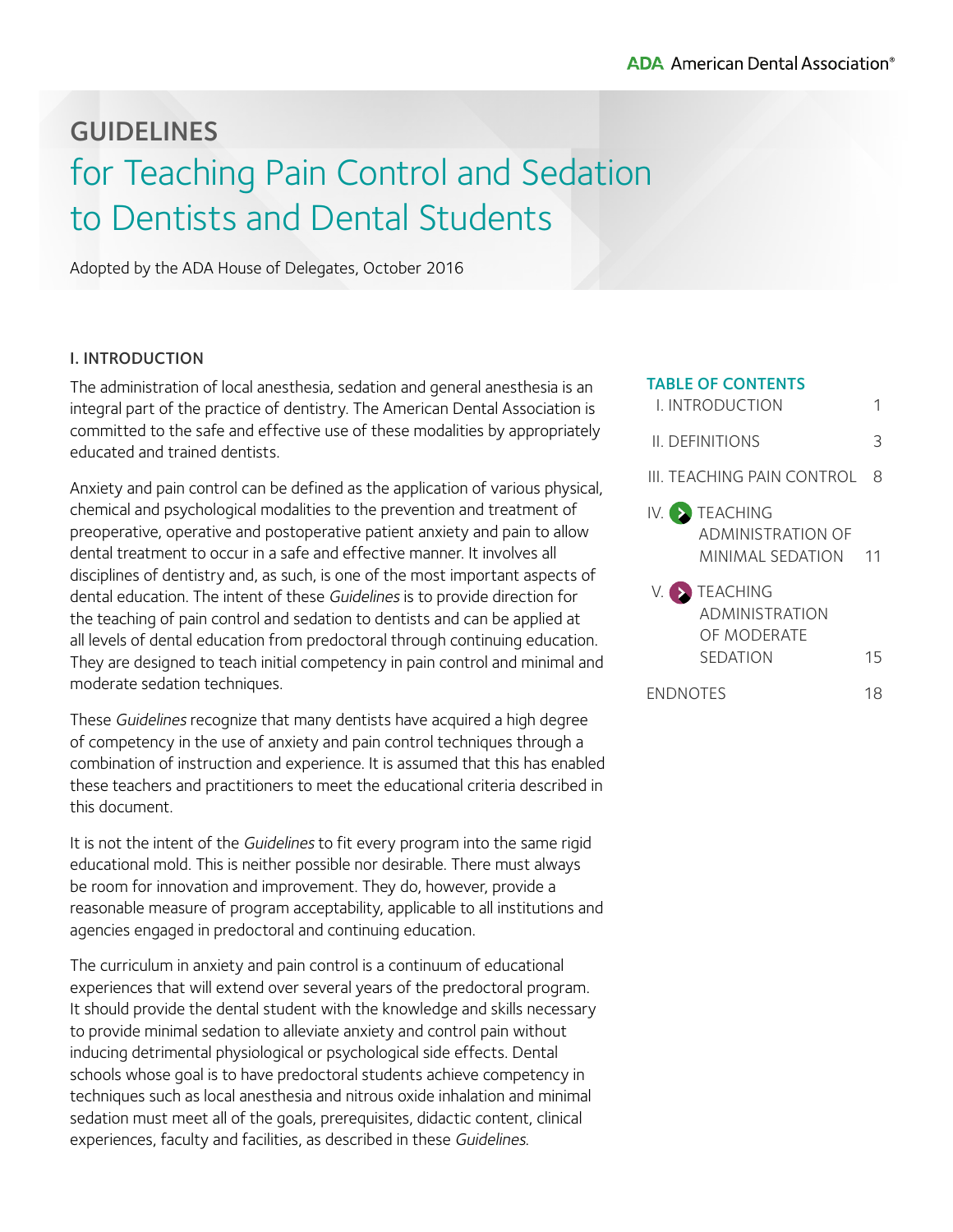ADA American Dental Association®

# GUIDELINES

# for Teaching Pain Control and Sedation to Dentists and Dental Students

Adopted by the ADA House of Delegates, October 2016

**TABLE OF CONTENTS**

| | |
|---|---|
| I. INTRODUCTION | 1 |
| II. DEFINITIONS | 3 |
| III. TEACHING PAIN CONTROL | 8 |
| IV. TEACHING ADMINISTRATION OF MINIMAL SEDATION | 11 |
| V. TEACHING ADMINISTRATION OF MODERATE SEDATION | 15 |
| ENDNOTES | 18 |

## I. INTRODUCTION

The administration of local anesthesia, sedation and general anesthesia is an integral part of the practice of dentistry. The American Dental Association is committed to the safe and effective use of these modalities by appropriately educated and trained dentists.

Anxiety and pain control can be defined as the application of various physical, chemical and psychological modalities to the prevention and treatment of preoperative, operative and postoperative patient anxiety and pain to allow dental treatment to occur in a safe and effective manner. It involves all disciplines of dentistry and, as such, is one of the most important aspects of dental education. The intent of these *Guidelines* is to provide direction for the teaching of pain control and sedation to dentists and can be applied at all levels of dental education from predoctoral through continuing education. They are designed to teach initial competency in pain control and minimal and moderate sedation techniques.

These *Guidelines* recognize that many dentists have acquired a high degree of competency in the use of anxiety and pain control techniques through a combination of instruction and experience. It is assumed that this has enabled these teachers and practitioners to meet the educational criteria described in this document.

It is not the intent of the *Guidelines* to fit every program into the same rigid educational mold. This is neither possible nor desirable. There must always be room for innovation and improvement. They do, however, provide a reasonable measure of program acceptability, applicable to all institutions and agencies engaged in predoctoral and continuing education.

The curriculum in anxiety and pain control is a continuum of educational experiences that will extend over several years of the predoctoral program. It should provide the dental student with the knowledge and skills necessary to provide minimal sedation to alleviate anxiety and control pain without inducing detrimental physiological or psychological side effects. Dental schools whose goal is to have predoctoral students achieve competency in techniques such as local anesthesia and nitrous oxide inhalation and minimal sedation must meet all of the goals, prerequisites, didactic content, clinical experiences, faculty and facilities, as described in these *Guidelines*.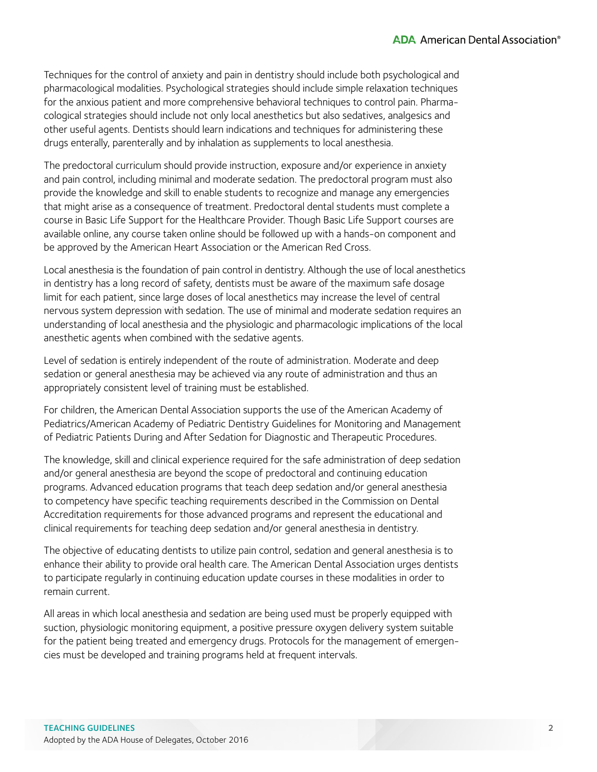Techniques for the control of anxiety and pain in dentistry should include both psychological and pharmacological modalities. Psychological strategies should include simple relaxation techniques for the anxious patient and more comprehensive behavioral techniques to control pain. Pharmacological strategies should include not only local anesthetics but also sedatives, analgesics and other useful agents. Dentists should learn indications and techniques for administering these drugs enterally, parenterally and by inhalation as supplements to local anesthesia.

The predoctoral curriculum should provide instruction, exposure and/or experience in anxiety and pain control, including minimal and moderate sedation. The predoctoral program must also provide the knowledge and skill to enable students to recognize and manage any emergencies that might arise as a consequence of treatment. Predoctoral dental students must complete a course in Basic Life Support for the Healthcare Provider. Though Basic Life Support courses are available online, any course taken online should be followed up with a hands-on component and be approved by the American Heart Association or the American Red Cross.

Local anesthesia is the foundation of pain control in dentistry. Although the use of local anesthetics in dentistry has a long record of safety, dentists must be aware of the maximum safe dosage limit for each patient, since large doses of local anesthetics may increase the level of central nervous system depression with sedation. The use of minimal and moderate sedation requires an understanding of local anesthesia and the physiologic and pharmacologic implications of the local anesthetic agents when combined with the sedative agents.

Level of sedation is entirely independent of the route of administration. Moderate and deep sedation or general anesthesia may be achieved via any route of administration and thus an appropriately consistent level of training must be established.

For children, the American Dental Association supports the use of the American Academy of Pediatrics/American Academy of Pediatric Dentistry Guidelines for Monitoring and Management of Pediatric Patients During and After Sedation for Diagnostic and Therapeutic Procedures.

The knowledge, skill and clinical experience required for the safe administration of deep sedation and/or general anesthesia are beyond the scope of predoctoral and continuing education programs. Advanced education programs that teach deep sedation and/or general anesthesia to competency have specific teaching requirements described in the Commission on Dental Accreditation requirements for those advanced programs and represent the educational and clinical requirements for teaching deep sedation and/or general anesthesia in dentistry.

The objective of educating dentists to utilize pain control, sedation and general anesthesia is to enhance their ability to provide oral health care. The American Dental Association urges dentists to participate regularly in continuing education update courses in these modalities in order to remain current.

All areas in which local anesthesia and sedation are being used must be properly equipped with suction, physiologic monitoring equipment, a positive pressure oxygen delivery system suitable for the patient being treated and emergency drugs. Protocols for the management of emergencies must be developed and training programs held at frequent intervals.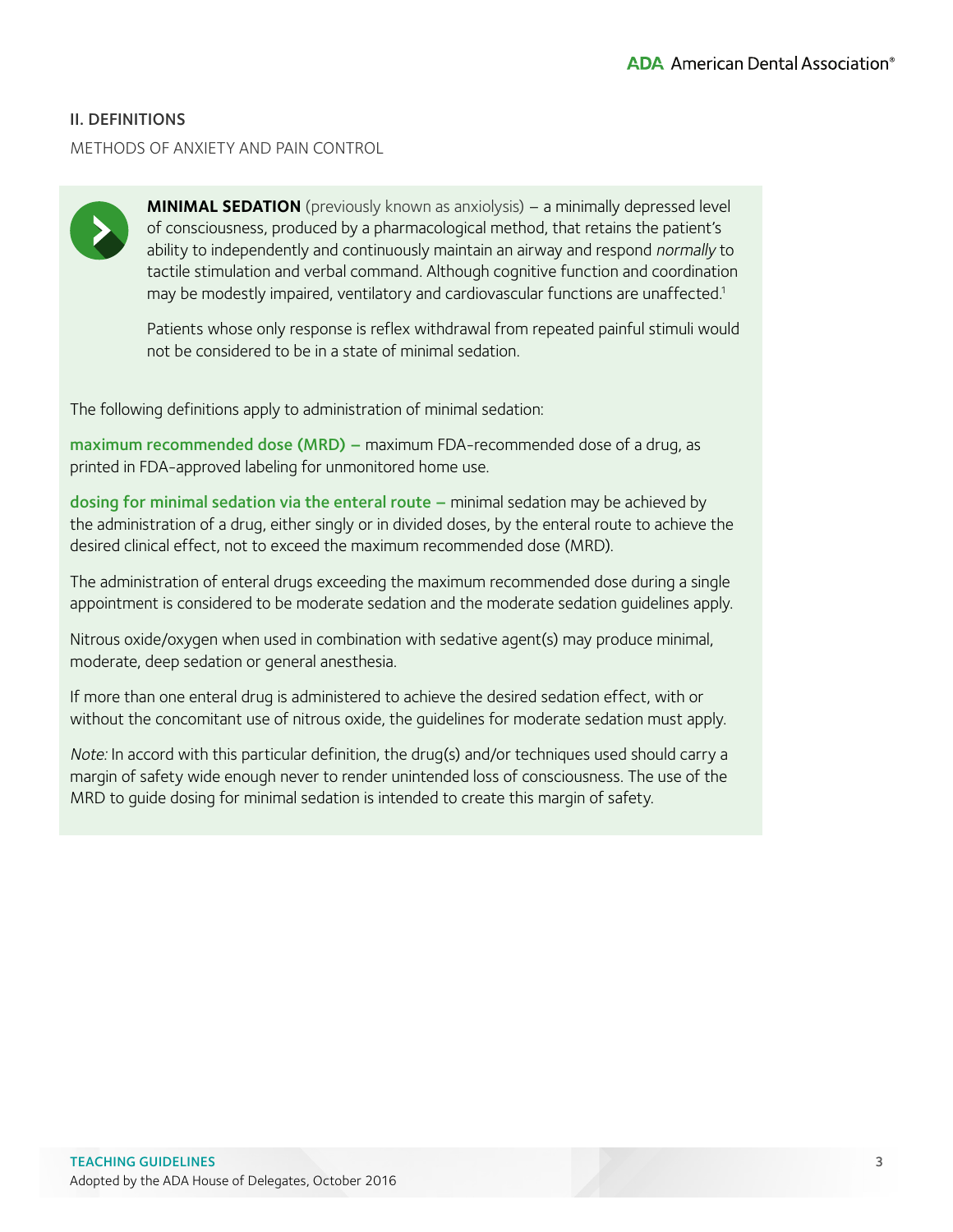## II. DEFINITIONS

METHODS OF ANXIETY AND PAIN CONTROL

**MINIMAL SEDATION** (previously known as anxiolysis) – a minimally depressed level of consciousness, produced by a pharmacological method, that retains the patient's ability to independently and continuously maintain an airway and respond *normally* to tactile stimulation and verbal command. Although cognitive function and coordination may be modestly impaired, ventilatory and cardiovascular functions are unaffected.[1]

Patients whose only response is reflex withdrawal from repeated painful stimuli would not be considered to be in a state of minimal sedation.

The following definitions apply to administration of minimal sedation:

**maximum recommended dose (MRD) –** maximum FDA-recommended dose of a drug, as printed in FDA-approved labeling for unmonitored home use.

**dosing for minimal sedation via the enteral route –** minimal sedation may be achieved by the administration of a drug, either singly or in divided doses, by the enteral route to achieve the desired clinical effect, not to exceed the maximum recommended dose (MRD).

The administration of enteral drugs exceeding the maximum recommended dose during a single appointment is considered to be moderate sedation and the moderate sedation guidelines apply.

Nitrous oxide/oxygen when used in combination with sedative agent(s) may produce minimal, moderate, deep sedation or general anesthesia.

If more than one enteral drug is administered to achieve the desired sedation effect, with or without the concomitant use of nitrous oxide, the guidelines for moderate sedation must apply.

*Note:* In accord with this particular definition, the drug(s) and/or techniques used should carry a margin of safety wide enough never to render unintended loss of consciousness. The use of the MRD to guide dosing for minimal sedation is intended to create this margin of safety.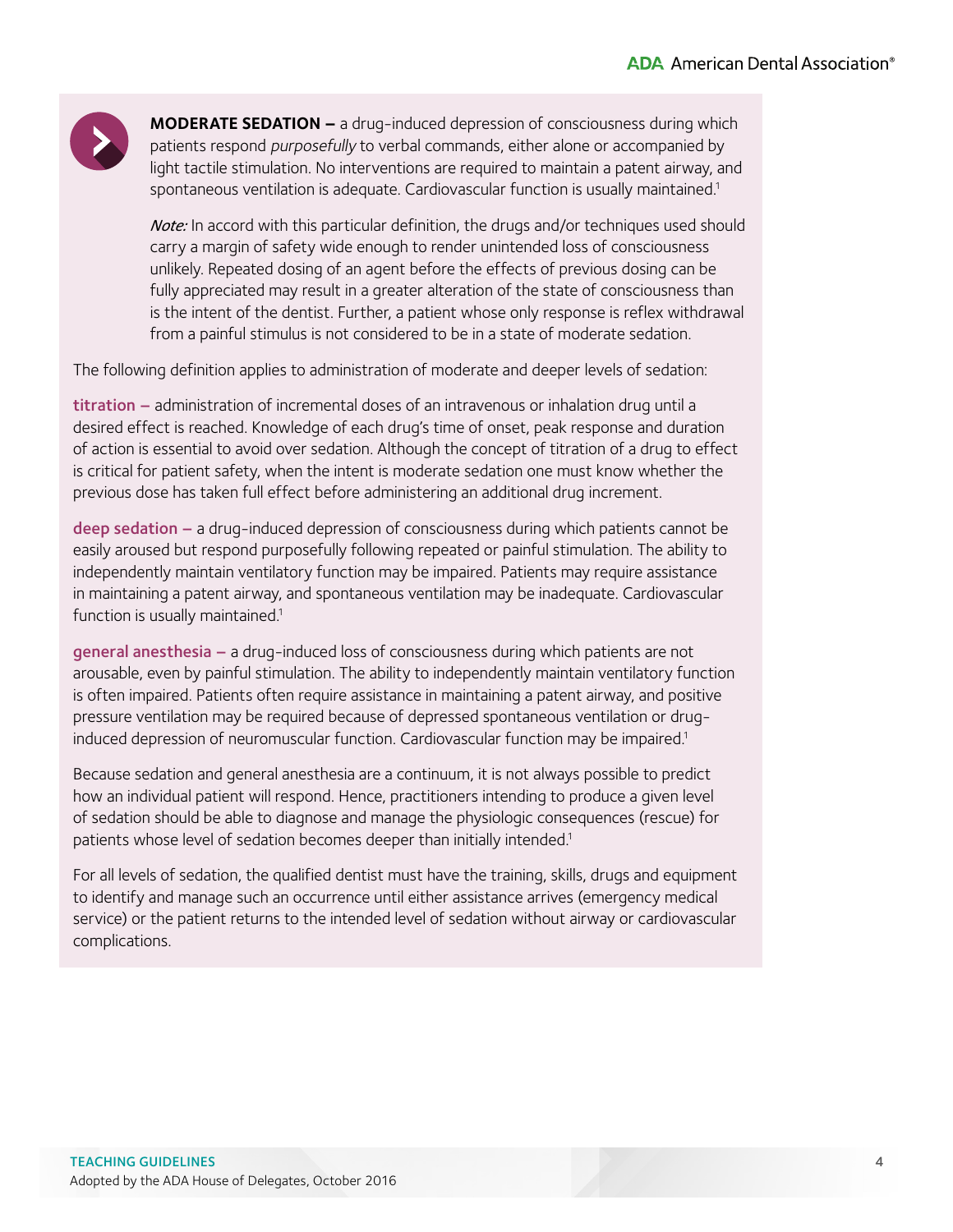**MODERATE SEDATION –** a drug-induced depression of consciousness during which patients respond *purposefully* to verbal commands, either alone or accompanied by light tactile stimulation. No interventions are required to maintain a patent airway, and spontaneous ventilation is adequate. Cardiovascular function is usually maintained.[1]

*Note:* In accord with this particular definition, the drugs and/or techniques used should carry a margin of safety wide enough to render unintended loss of consciousness unlikely. Repeated dosing of an agent before the effects of previous dosing can be fully appreciated may result in a greater alteration of the state of consciousness than is the intent of the dentist. Further, a patient whose only response is reflex withdrawal from a painful stimulus is not considered to be in a state of moderate sedation.

The following definition applies to administration of moderate and deeper levels of sedation:

**titration –** administration of incremental doses of an intravenous or inhalation drug until a desired effect is reached. Knowledge of each drug's time of onset, peak response and duration of action is essential to avoid over sedation. Although the concept of titration of a drug to effect is critical for patient safety, when the intent is moderate sedation one must know whether the previous dose has taken full effect before administering an additional drug increment.

**deep sedation –** a drug-induced depression of consciousness during which patients cannot be easily aroused but respond purposefully following repeated or painful stimulation. The ability to independently maintain ventilatory function may be impaired. Patients may require assistance in maintaining a patent airway, and spontaneous ventilation may be inadequate. Cardiovascular function is usually maintained.[1]

**general anesthesia –** a drug-induced loss of consciousness during which patients are not arousable, even by painful stimulation. The ability to independently maintain ventilatory function is often impaired. Patients often require assistance in maintaining a patent airway, and positive pressure ventilation may be required because of depressed spontaneous ventilation or drug-induced depression of neuromuscular function. Cardiovascular function may be impaired.[1]

Because sedation and general anesthesia are a continuum, it is not always possible to predict how an individual patient will respond. Hence, practitioners intending to produce a given level of sedation should be able to diagnose and manage the physiologic consequences (rescue) for patients whose level of sedation becomes deeper than initially intended.[1]

For all levels of sedation, the qualified dentist must have the training, skills, drugs and equipment to identify and manage such an occurrence until either assistance arrives (emergency medical service) or the patient returns to the intended level of sedation without airway or cardiovascular complications.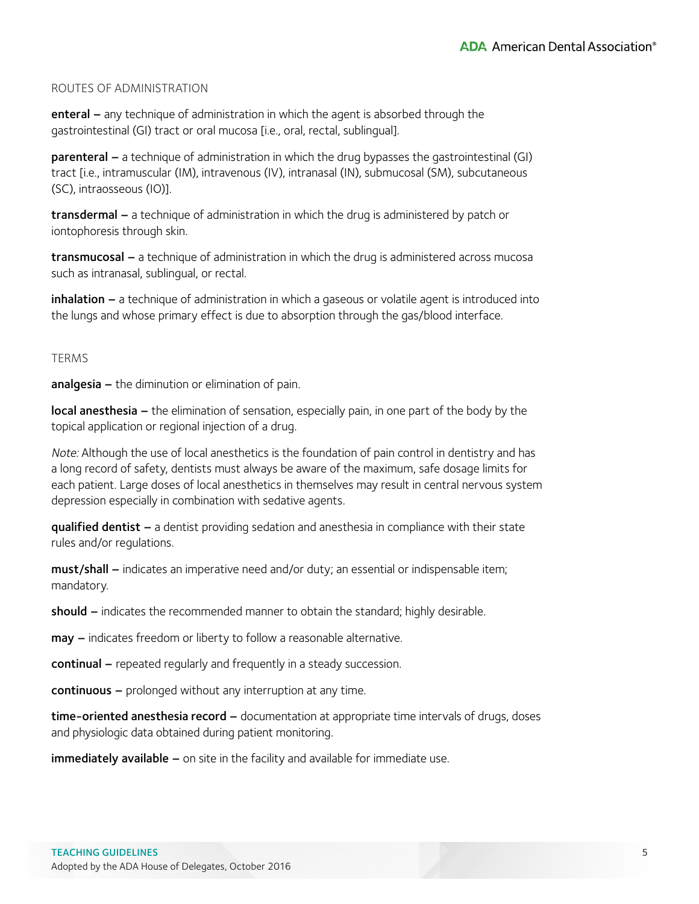## ROUTES OF ADMINISTRATION

**enteral –** any technique of administration in which the agent is absorbed through the gastrointestinal (GI) tract or oral mucosa [i.e., oral, rectal, sublingual].

**parenteral –** a technique of administration in which the drug bypasses the gastrointestinal (GI) tract [i.e., intramuscular (IM), intravenous (IV), intranasal (IN), submucosal (SM), subcutaneous (SC), intraosseous (IO)].

**transdermal –** a technique of administration in which the drug is administered by patch or iontophoresis through skin.

**transmucosal –** a technique of administration in which the drug is administered across mucosa such as intranasal, sublingual, or rectal.

**inhalation –** a technique of administration in which a gaseous or volatile agent is introduced into the lungs and whose primary effect is due to absorption through the gas/blood interface.

## TERMS

**analgesia –** the diminution or elimination of pain.

**local anesthesia –** the elimination of sensation, especially pain, in one part of the body by the topical application or regional injection of a drug.

*Note:* Although the use of local anesthetics is the foundation of pain control in dentistry and has a long record of safety, dentists must always be aware of the maximum, safe dosage limits for each patient. Large doses of local anesthetics in themselves may result in central nervous system depression especially in combination with sedative agents.

**qualified dentist –** a dentist providing sedation and anesthesia in compliance with their state rules and/or regulations.

**must/shall –** indicates an imperative need and/or duty; an essential or indispensable item; mandatory.

**should –** indicates the recommended manner to obtain the standard; highly desirable.

**may –** indicates freedom or liberty to follow a reasonable alternative.

**continual –** repeated regularly and frequently in a steady succession.

**continuous –** prolonged without any interruption at any time.

**time-oriented anesthesia record –** documentation at appropriate time intervals of drugs, doses and physiologic data obtained during patient monitoring.

**immediately available –** on site in the facility and available for immediate use.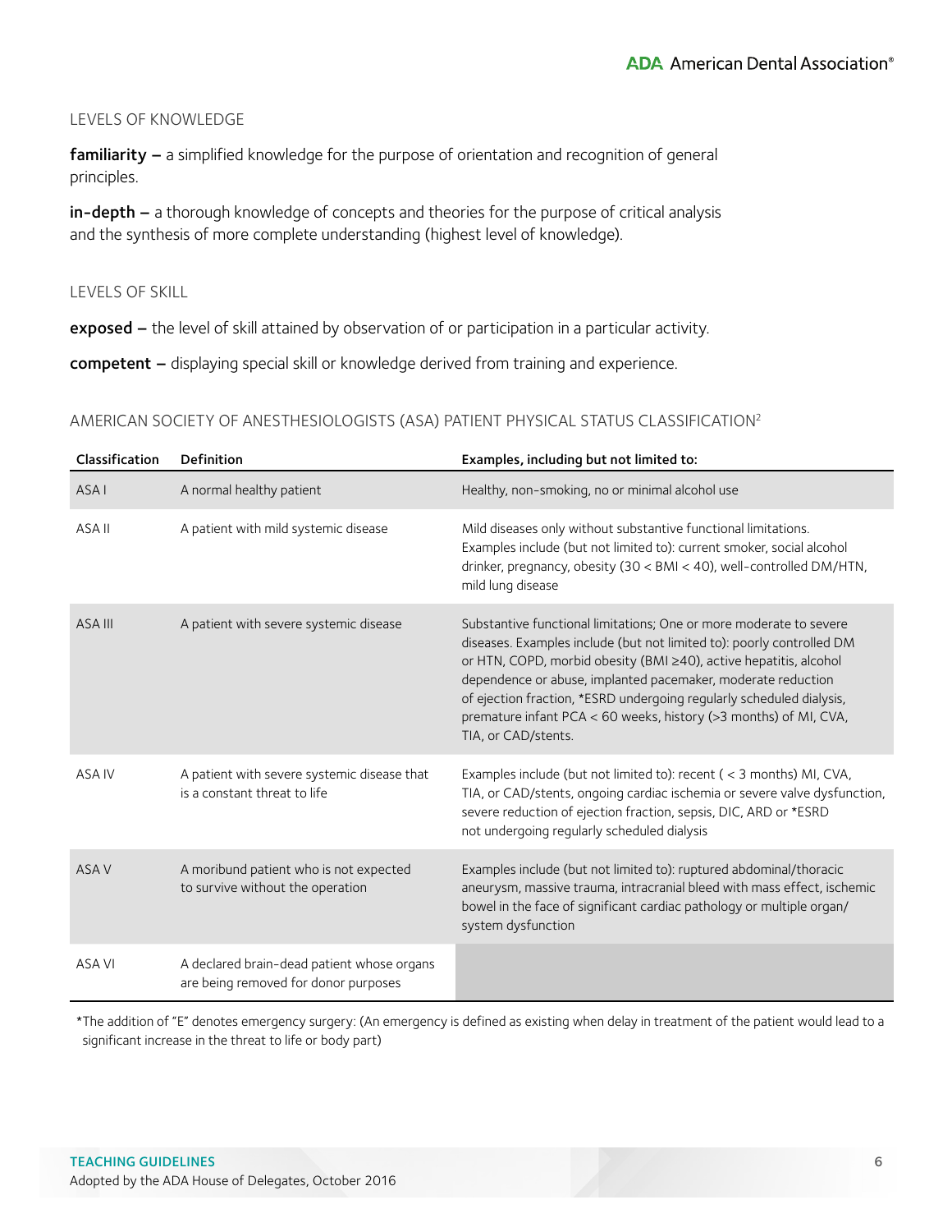## LEVELS OF KNOWLEDGE

**familiarity –** a simplified knowledge for the purpose of orientation and recognition of general principles.

**in-depth –** a thorough knowledge of concepts and theories for the purpose of critical analysis and the synthesis of more complete understanding (highest level of knowledge).

## LEVELS OF SKILL

**exposed –** the level of skill attained by observation of or participation in a particular activity.

**competent –** displaying special skill or knowledge derived from training and experience.

## AMERICAN SOCIETY OF ANESTHESIOLOGISTS (ASA) PATIENT PHYSICAL STATUS CLASSIFICATION[2]

| Classification | Definition | Examples, including but not limited to: |
|---|---|---|
| ASA I | A normal healthy patient | Healthy, non-smoking, no or minimal alcohol use |
| ASA II | A patient with mild systemic disease | Mild diseases only without substantive functional limitations. Examples include (but not limited to): current smoker, social alcohol drinker, pregnancy, obesity (30 < BMI < 40), well-controlled DM/HTN, mild lung disease |
| ASA III | A patient with severe systemic disease | Substantive functional limitations; One or more moderate to severe diseases. Examples include (but not limited to): poorly controlled DM or HTN, COPD, morbid obesity (BMI ≥40), active hepatitis, alcohol dependence or abuse, implanted pacemaker, moderate reduction of ejection fraction, *ESRD undergoing regularly scheduled dialysis, premature infant PCA < 60 weeks, history (>3 months) of MI, CVA, TIA, or CAD/stents. |
| ASA IV | A patient with severe systemic disease that is a constant threat to life | Examples include (but not limited to): recent ( < 3 months) MI, CVA, TIA, or CAD/stents, ongoing cardiac ischemia or severe valve dysfunction, severe reduction of ejection fraction, sepsis, DIC, ARD or *ESRD not undergoing regularly scheduled dialysis |
| ASA V | A moribund patient who is not expected to survive without the operation | Examples include (but not limited to): ruptured abdominal/thoracic aneurysm, massive trauma, intracranial bleed with mass effect, ischemic bowel in the face of significant cardiac pathology or multiple organ/system dysfunction |
| ASA VI | A declared brain-dead patient whose organs are being removed for donor purposes | |

*The addition of "E" denotes emergency surgery: (An emergency is defined as existing when delay in treatment of the patient would lead to a significant increase in the threat to life or body part)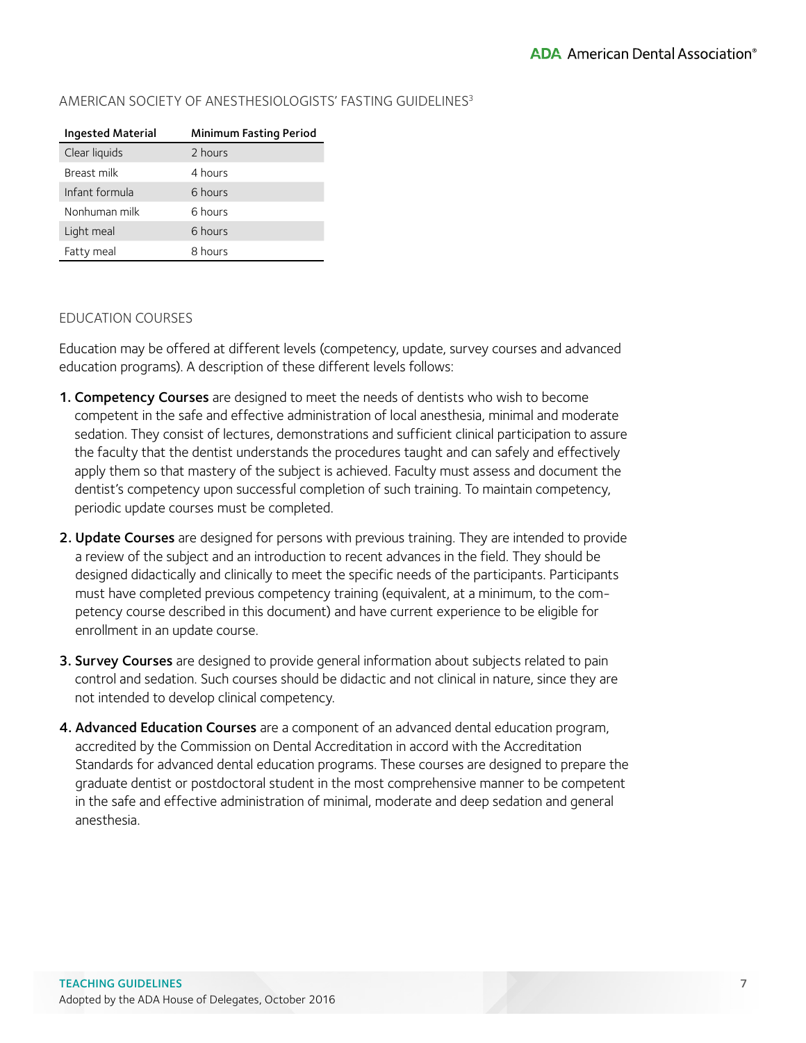## AMERICAN SOCIETY OF ANESTHESIOLOGISTS' FASTING GUIDELINES[3]

| Ingested Material | Minimum Fasting Period |
|---|---|
| Clear liquids | 2 hours |
| Breast milk | 4 hours |
| Infant formula | 6 hours |
| Nonhuman milk | 6 hours |
| Light meal | 6 hours |
| Fatty meal | 8 hours |

## EDUCATION COURSES

Education may be offered at different levels (competency, update, survey courses and advanced education programs). A description of these different levels follows:

1. **Competency Courses** are designed to meet the needs of dentists who wish to become competent in the safe and effective administration of local anesthesia, minimal and moderate sedation. They consist of lectures, demonstrations and sufficient clinical participation to assure the faculty that the dentist understands the procedures taught and can safely and effectively apply them so that mastery of the subject is achieved. Faculty must assess and document the dentist's competency upon successful completion of such training. To maintain competency, periodic update courses must be completed.

2. **Update Courses** are designed for persons with previous training. They are intended to provide a review of the subject and an introduction to recent advances in the field. They should be designed didactically and clinically to meet the specific needs of the participants. Participants must have completed previous competency training (equivalent, at a minimum, to the competency course described in this document) and have current experience to be eligible for enrollment in an update course.

3. **Survey Courses** are designed to provide general information about subjects related to pain control and sedation. Such courses should be didactic and not clinical in nature, since they are not intended to develop clinical competency.

4. **Advanced Education Courses** are a component of an advanced dental education program, accredited by the Commission on Dental Accreditation in accord with the Accreditation Standards for advanced dental education programs. These courses are designed to prepare the graduate dentist or postdoctoral student in the most comprehensive manner to be competent in the safe and effective administration of minimal, moderate and deep sedation and general anesthesia.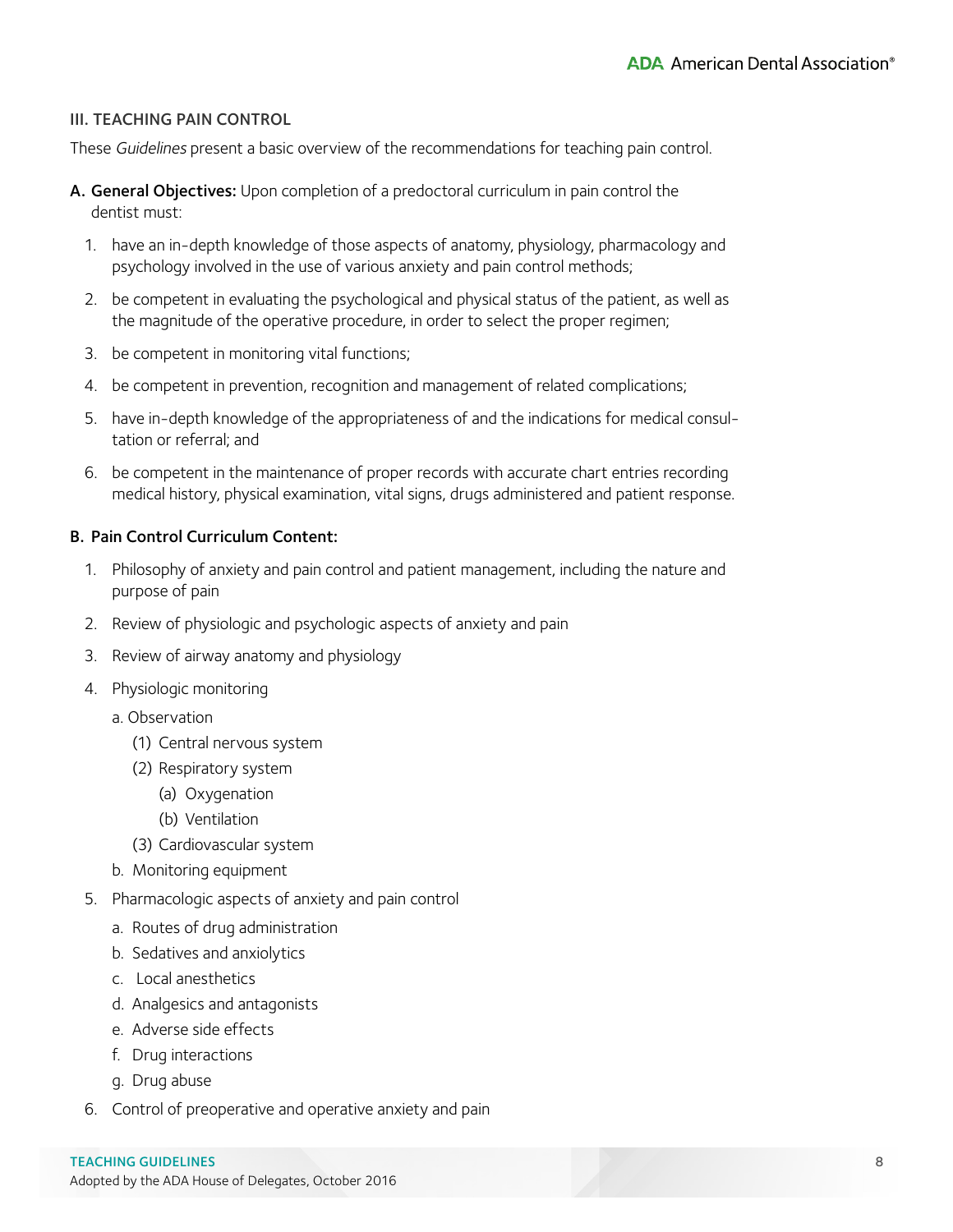## III. TEACHING PAIN CONTROL

These *Guidelines* present a basic overview of the recommendations for teaching pain control.

**A. General Objectives:** Upon completion of a predoctoral curriculum in pain control the dentist must:

1. have an in-depth knowledge of those aspects of anatomy, physiology, pharmacology and psychology involved in the use of various anxiety and pain control methods;
2. be competent in evaluating the psychological and physical status of the patient, as well as the magnitude of the operative procedure, in order to select the proper regimen;
3. be competent in monitoring vital functions;
4. be competent in prevention, recognition and management of related complications;
5. have in-depth knowledge of the appropriateness of and the indications for medical consultation or referral; and
6. be competent in the maintenance of proper records with accurate chart entries recording medical history, physical examination, vital signs, drugs administered and patient response.

**B. Pain Control Curriculum Content:**

1. Philosophy of anxiety and pain control and patient management, including the nature and purpose of pain
2. Review of physiologic and psychologic aspects of anxiety and pain
3. Review of airway anatomy and physiology
4. Physiologic monitoring
   - a. Observation
     - (1) Central nervous system
     - (2) Respiratory system
       - (a) Oxygenation
       - (b) Ventilation
     - (3) Cardiovascular system
   - b. Monitoring equipment
5. Pharmacologic aspects of anxiety and pain control
   - a. Routes of drug administration
   - b. Sedatives and anxiolytics
   - c. Local anesthetics
   - d. Analgesics and antagonists
   - e. Adverse side effects
   - f. Drug interactions
   - g. Drug abuse
6. Control of preoperative and operative anxiety and pain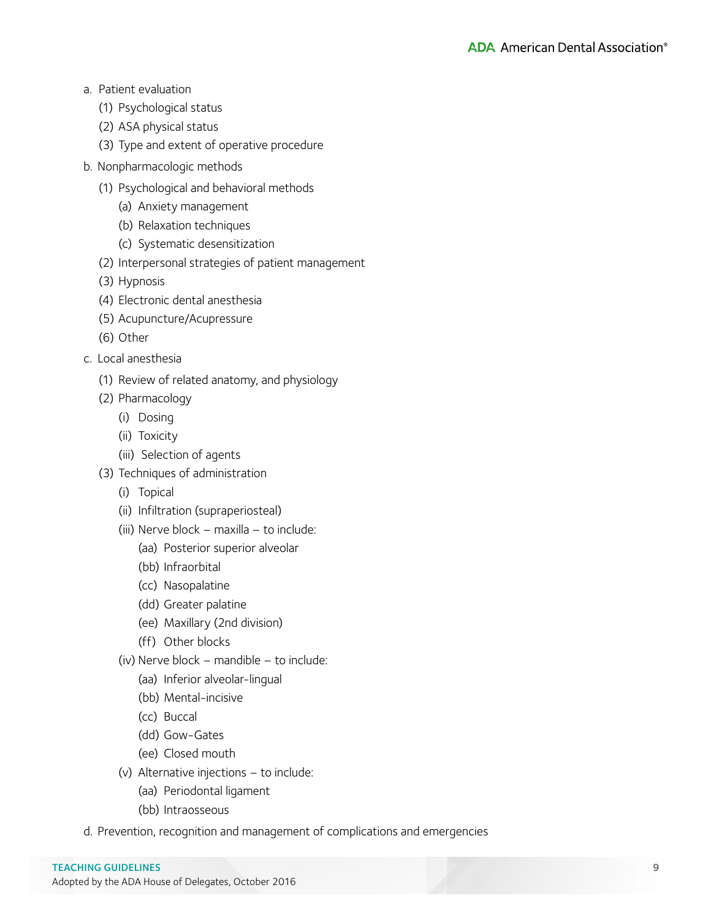a. Patient evaluation
   - (1) Psychological status
   - (2) ASA physical status
   - (3) Type and extent of operative procedure

b. Nonpharmacologic methods
   - (1) Psychological and behavioral methods
     - (a) Anxiety management
     - (b) Relaxation techniques
     - (c) Systematic desensitization
   - (2) Interpersonal strategies of patient management
   - (3) Hypnosis
   - (4) Electronic dental anesthesia
   - (5) Acupuncture/Acupressure
   - (6) Other

c. Local anesthesia
   - (1) Review of related anatomy, and physiology
   - (2) Pharmacology
     - (i) Dosing
     - (ii) Toxicity
     - (iii) Selection of agents
   - (3) Techniques of administration
     - (i) Topical
     - (ii) Infiltration (supraperiosteal)
     - (iii) Nerve block – maxilla – to include:
       - (aa) Posterior superior alveolar
       - (bb) Infraorbital
       - (cc) Nasopalatine
       - (dd) Greater palatine
       - (ee) Maxillary (2nd division)
       - (ff) Other blocks
     - (iv) Nerve block – mandible – to include:
       - (aa) Inferior alveolar-lingual
       - (bb) Mental-incisive
       - (cc) Buccal
       - (dd) Gow-Gates
       - (ee) Closed mouth
     - (v) Alternative injections – to include:
       - (aa) Periodontal ligament
       - (bb) Intraosseous

d. Prevention, recognition and management of complications and emergencies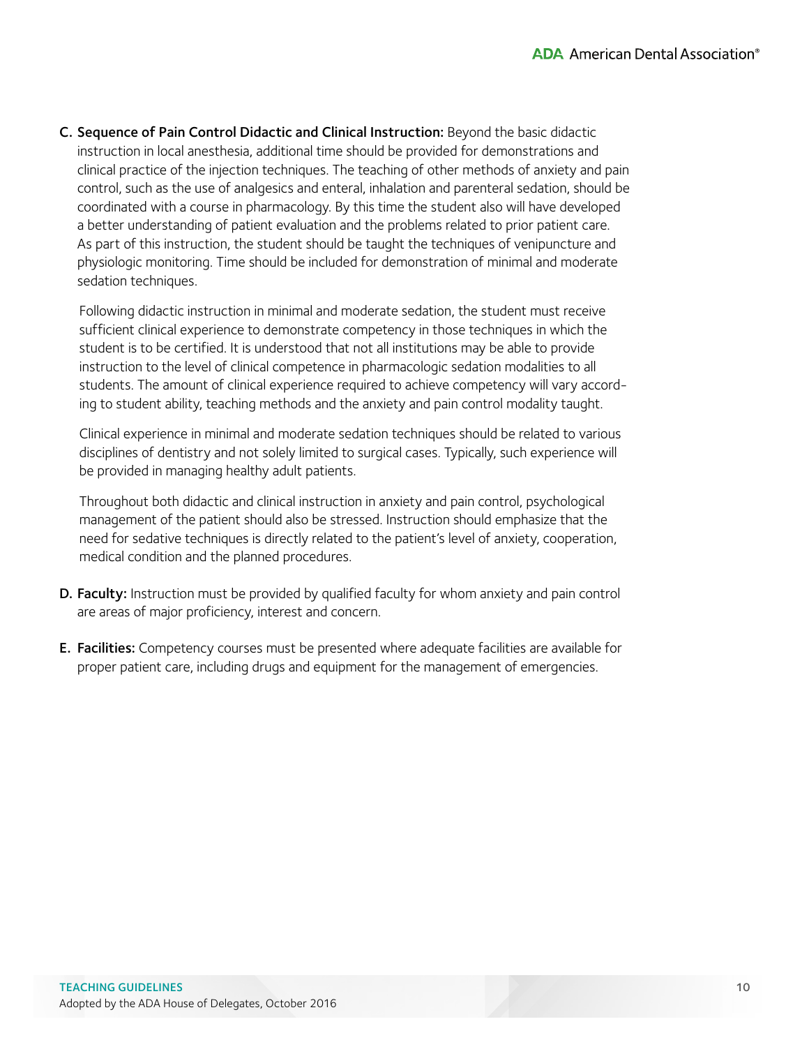**C. Sequence of Pain Control Didactic and Clinical Instruction:** Beyond the basic didactic instruction in local anesthesia, additional time should be provided for demonstrations and clinical practice of the injection techniques. The teaching of other methods of anxiety and pain control, such as the use of analgesics and enteral, inhalation and parenteral sedation, should be coordinated with a course in pharmacology. By this time the student also will have developed a better understanding of patient evaluation and the problems related to prior patient care. As part of this instruction, the student should be taught the techniques of venipuncture and physiologic monitoring. Time should be included for demonstration of minimal and moderate sedation techniques.

Following didactic instruction in minimal and moderate sedation, the student must receive sufficient clinical experience to demonstrate competency in those techniques in which the student is to be certified. It is understood that not all institutions may be able to provide instruction to the level of clinical competence in pharmacologic sedation modalities to all students. The amount of clinical experience required to achieve competency will vary according to student ability, teaching methods and the anxiety and pain control modality taught.

Clinical experience in minimal and moderate sedation techniques should be related to various disciplines of dentistry and not solely limited to surgical cases. Typically, such experience will be provided in managing healthy adult patients.

Throughout both didactic and clinical instruction in anxiety and pain control, psychological management of the patient should also be stressed. Instruction should emphasize that the need for sedative techniques is directly related to the patient's level of anxiety, cooperation, medical condition and the planned procedures.

**D. Faculty:** Instruction must be provided by qualified faculty for whom anxiety and pain control are areas of major proficiency, interest and concern.

**E. Facilities:** Competency courses must be presented where adequate facilities are available for proper patient care, including drugs and equipment for the management of emergencies.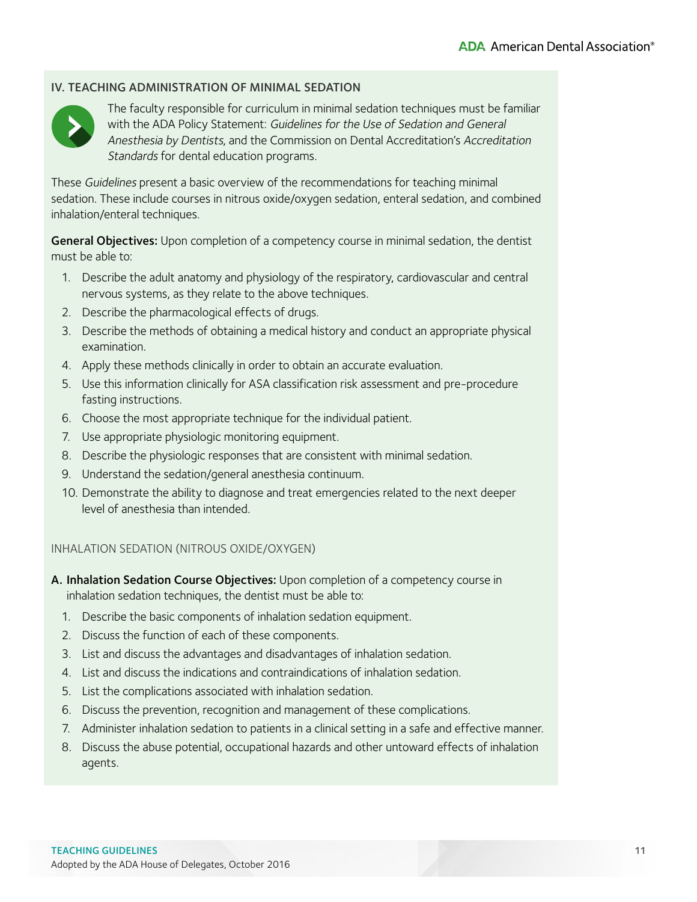## IV. TEACHING ADMINISTRATION OF MINIMAL SEDATION

The faculty responsible for curriculum in minimal sedation techniques must be familiar with the ADA Policy Statement: *Guidelines for the Use of Sedation and General Anesthesia by Dentists*, and the Commission on Dental Accreditation's *Accreditation Standards* for dental education programs.

These *Guidelines* present a basic overview of the recommendations for teaching minimal sedation. These include courses in nitrous oxide/oxygen sedation, enteral sedation, and combined inhalation/enteral techniques.

**General Objectives:** Upon completion of a competency course in minimal sedation, the dentist must be able to:

1. Describe the adult anatomy and physiology of the respiratory, cardiovascular and central nervous systems, as they relate to the above techniques.
2. Describe the pharmacological effects of drugs.
3. Describe the methods of obtaining a medical history and conduct an appropriate physical examination.
4. Apply these methods clinically in order to obtain an accurate evaluation.
5. Use this information clinically for ASA classification risk assessment and pre-procedure fasting instructions.
6. Choose the most appropriate technique for the individual patient.
7. Use appropriate physiologic monitoring equipment.
8. Describe the physiologic responses that are consistent with minimal sedation.
9. Understand the sedation/general anesthesia continuum.
10. Demonstrate the ability to diagnose and treat emergencies related to the next deeper level of anesthesia than intended.

### INHALATION SEDATION (NITROUS OXIDE/OXYGEN)

**A. Inhalation Sedation Course Objectives:** Upon completion of a competency course in inhalation sedation techniques, the dentist must be able to:

1. Describe the basic components of inhalation sedation equipment.
2. Discuss the function of each of these components.
3. List and discuss the advantages and disadvantages of inhalation sedation.
4. List and discuss the indications and contraindications of inhalation sedation.
5. List the complications associated with inhalation sedation.
6. Discuss the prevention, recognition and management of these complications.
7. Administer inhalation sedation to patients in a clinical setting in a safe and effective manner.
8. Discuss the abuse potential, occupational hazards and other untoward effects of inhalation agents.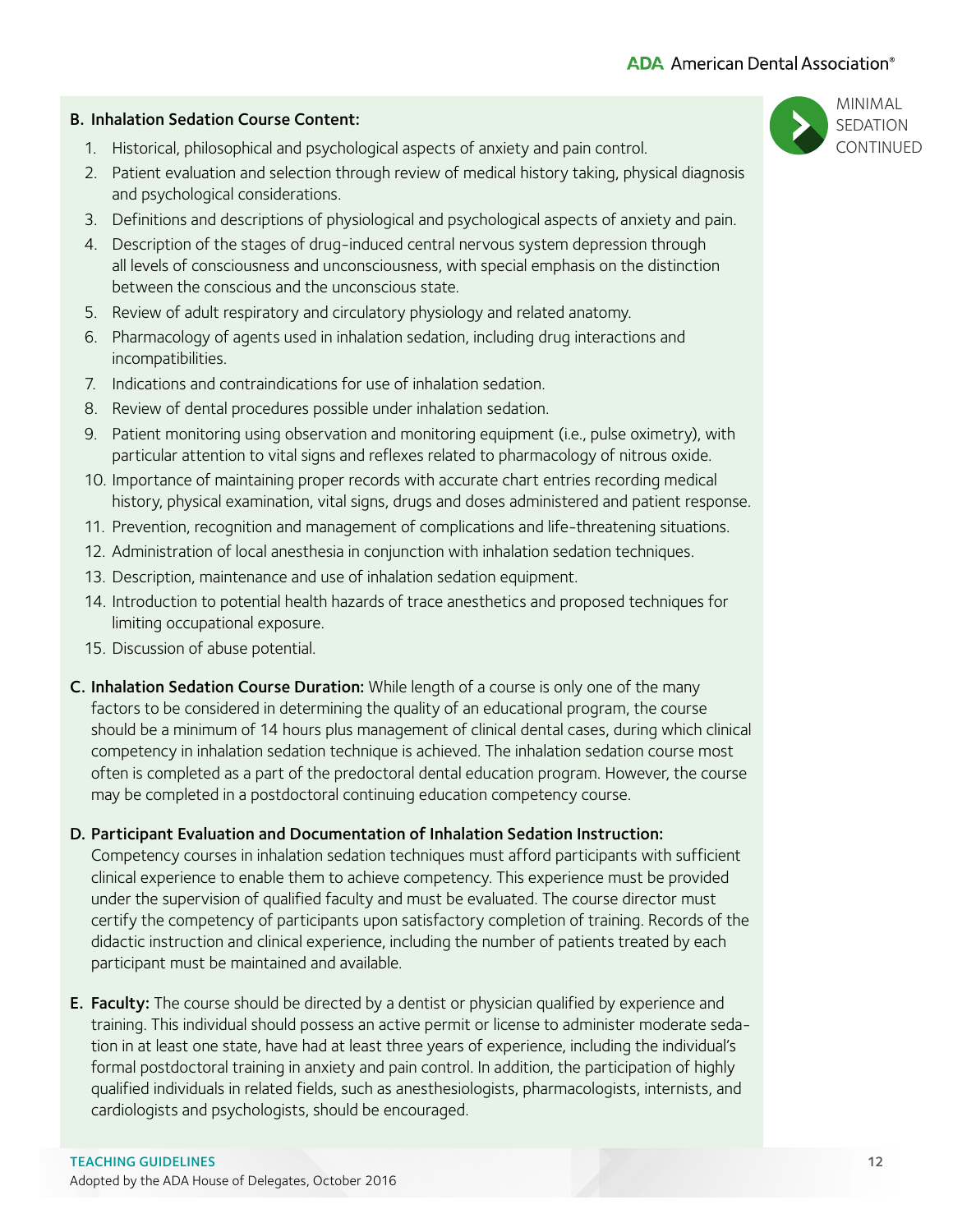MINIMAL SEDATION CONTINUED

**B. Inhalation Sedation Course Content:**

1. Historical, philosophical and psychological aspects of anxiety and pain control.
2. Patient evaluation and selection through review of medical history taking, physical diagnosis and psychological considerations.
3. Definitions and descriptions of physiological and psychological aspects of anxiety and pain.
4. Description of the stages of drug-induced central nervous system depression through all levels of consciousness and unconsciousness, with special emphasis on the distinction between the conscious and the unconscious state.
5. Review of adult respiratory and circulatory physiology and related anatomy.
6. Pharmacology of agents used in inhalation sedation, including drug interactions and incompatibilities.
7. Indications and contraindications for use of inhalation sedation.
8. Review of dental procedures possible under inhalation sedation.
9. Patient monitoring using observation and monitoring equipment (i.e., pulse oximetry), with particular attention to vital signs and reflexes related to pharmacology of nitrous oxide.
10. Importance of maintaining proper records with accurate chart entries recording medical history, physical examination, vital signs, drugs and doses administered and patient response.
11. Prevention, recognition and management of complications and life-threatening situations.
12. Administration of local anesthesia in conjunction with inhalation sedation techniques.
13. Description, maintenance and use of inhalation sedation equipment.
14. Introduction to potential health hazards of trace anesthetics and proposed techniques for limiting occupational exposure.
15. Discussion of abuse potential.

**C. Inhalation Sedation Course Duration:** While length of a course is only one of the many factors to be considered in determining the quality of an educational program, the course should be a minimum of 14 hours plus management of clinical dental cases, during which clinical competency in inhalation sedation technique is achieved. The inhalation sedation course most often is completed as a part of the predoctoral dental education program. However, the course may be completed in a postdoctoral continuing education competency course.

**D. Participant Evaluation and Documentation of Inhalation Sedation Instruction:** Competency courses in inhalation sedation techniques must afford participants with sufficient clinical experience to enable them to achieve competency. This experience must be provided under the supervision of qualified faculty and must be evaluated. The course director must certify the competency of participants upon satisfactory completion of training. Records of the didactic instruction and clinical experience, including the number of patients treated by each participant must be maintained and available.

**E. Faculty:** The course should be directed by a dentist or physician qualified by experience and training. This individual should possess an active permit or license to administer moderate sedation in at least one state, have had at least three years of experience, including the individual's formal postdoctoral training in anxiety and pain control. In addition, the participation of highly qualified individuals in related fields, such as anesthesiologists, pharmacologists, internists, and cardiologists and psychologists, should be encouraged.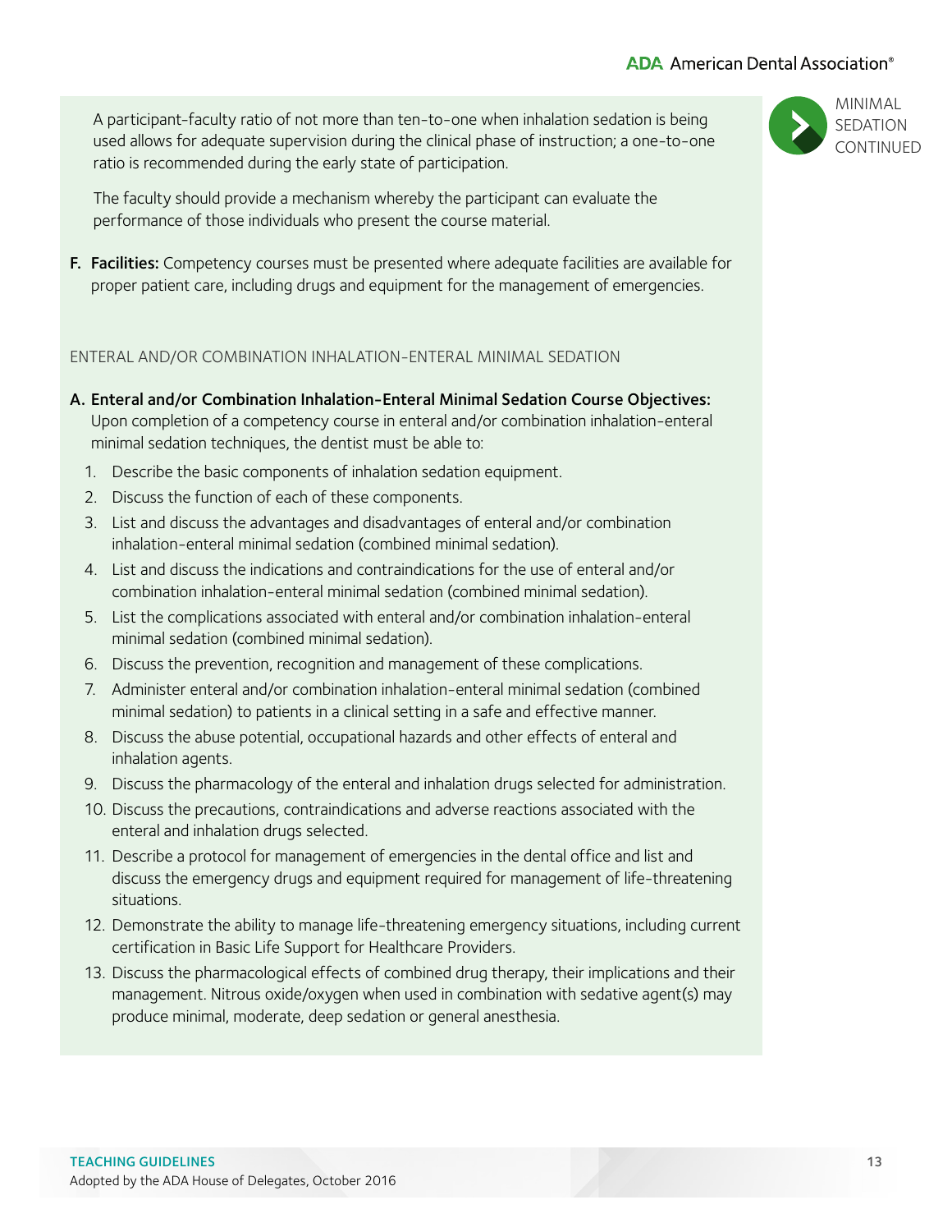A participant-faculty ratio of not more than ten-to-one when inhalation sedation is being used allows for adequate supervision during the clinical phase of instruction; a one-to-one ratio is recommended during the early state of participation.

The faculty should provide a mechanism whereby the participant can evaluate the performance of those individuals who present the course material.

**F. Facilities:** Competency courses must be presented where adequate facilities are available for proper patient care, including drugs and equipment for the management of emergencies.

## ENTERAL AND/OR COMBINATION INHALATION-ENTERAL MINIMAL SEDATION

**A. Enteral and/or Combination Inhalation-Enteral Minimal Sedation Course Objectives:** Upon completion of a competency course in enteral and/or combination inhalation-enteral minimal sedation techniques, the dentist must be able to:

1. Describe the basic components of inhalation sedation equipment.
2. Discuss the function of each of these components.
3. List and discuss the advantages and disadvantages of enteral and/or combination inhalation-enteral minimal sedation (combined minimal sedation).
4. List and discuss the indications and contraindications for the use of enteral and/or combination inhalation-enteral minimal sedation (combined minimal sedation).
5. List the complications associated with enteral and/or combination inhalation-enteral minimal sedation (combined minimal sedation).
6. Discuss the prevention, recognition and management of these complications.
7. Administer enteral and/or combination inhalation-enteral minimal sedation (combined minimal sedation) to patients in a clinical setting in a safe and effective manner.
8. Discuss the abuse potential, occupational hazards and other effects of enteral and inhalation agents.
9. Discuss the pharmacology of the enteral and inhalation drugs selected for administration.
10. Discuss the precautions, contraindications and adverse reactions associated with the enteral and inhalation drugs selected.
11. Describe a protocol for management of emergencies in the dental office and list and discuss the emergency drugs and equipment required for management of life-threatening situations.
12. Demonstrate the ability to manage life-threatening emergency situations, including current certification in Basic Life Support for Healthcare Providers.
13. Discuss the pharmacological effects of combined drug therapy, their implications and their management. Nitrous oxide/oxygen when used in combination with sedative agent(s) may produce minimal, moderate, deep sedation or general anesthesia.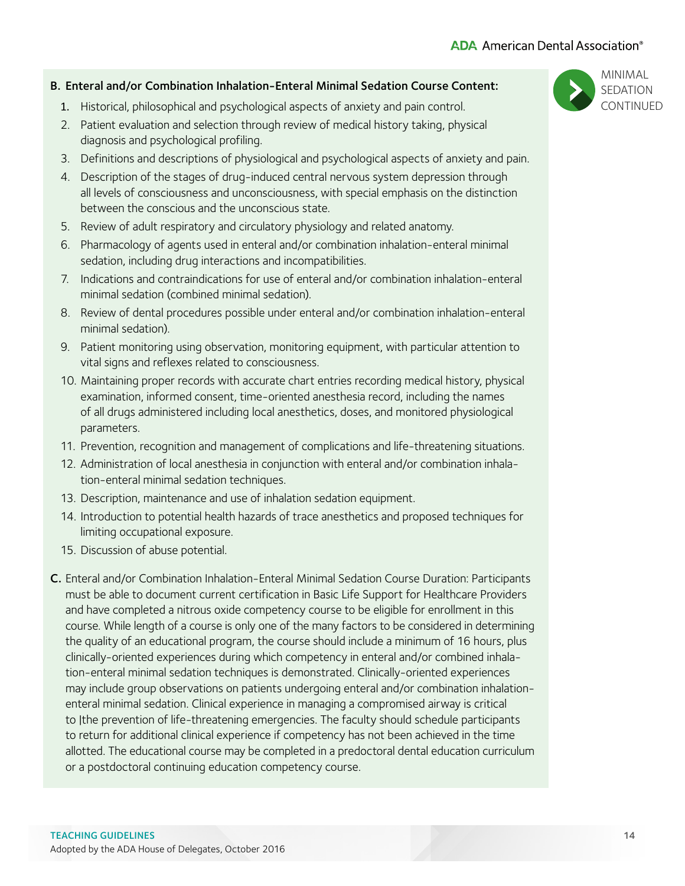MINIMAL SEDATION CONTINUED

**B. Enteral and/or Combination Inhalation-Enteral Minimal Sedation Course Content:**

1. Historical, philosophical and psychological aspects of anxiety and pain control.
2. Patient evaluation and selection through review of medical history taking, physical diagnosis and psychological profiling.
3. Definitions and descriptions of physiological and psychological aspects of anxiety and pain.
4. Description of the stages of drug-induced central nervous system depression through all levels of consciousness and unconsciousness, with special emphasis on the distinction between the conscious and the unconscious state.
5. Review of adult respiratory and circulatory physiology and related anatomy.
6. Pharmacology of agents used in enteral and/or combination inhalation-enteral minimal sedation, including drug interactions and incompatibilities.
7. Indications and contraindications for use of enteral and/or combination inhalation-enteral minimal sedation (combined minimal sedation).
8. Review of dental procedures possible under enteral and/or combination inhalation-enteral minimal sedation).
9. Patient monitoring using observation, monitoring equipment, with particular attention to vital signs and reflexes related to consciousness.
10. Maintaining proper records with accurate chart entries recording medical history, physical examination, informed consent, time-oriented anesthesia record, including the names of all drugs administered including local anesthetics, doses, and monitored physiological parameters.
11. Prevention, recognition and management of complications and life-threatening situations.
12. Administration of local anesthesia in conjunction with enteral and/or combination inhalation-enteral minimal sedation techniques.
13. Description, maintenance and use of inhalation sedation equipment.
14. Introduction to potential health hazards of trace anesthetics and proposed techniques for limiting occupational exposure.
15. Discussion of abuse potential.

**C.** Enteral and/or Combination Inhalation-Enteral Minimal Sedation Course Duration: Participants must be able to document current certification in Basic Life Support for Healthcare Providers and have completed a nitrous oxide competency course to be eligible for enrollment in this course. While length of a course is only one of the many factors to be considered in determining the quality of an educational program, the course should include a minimum of 16 hours, plus clinically-oriented experiences during which competency in enteral and/or combined inhalation-enteral minimal sedation techniques is demonstrated. Clinically-oriented experiences may include group observations on patients undergoing enteral and/or combination inhalation-enteral minimal sedation. Clinical experience in managing a compromised airway is critical to |the prevention of life-threatening emergencies. The faculty should schedule participants to return for additional clinical experience if competency has not been achieved in the time allotted. The educational course may be completed in a predoctoral dental education curriculum or a postdoctoral continuing education competency course.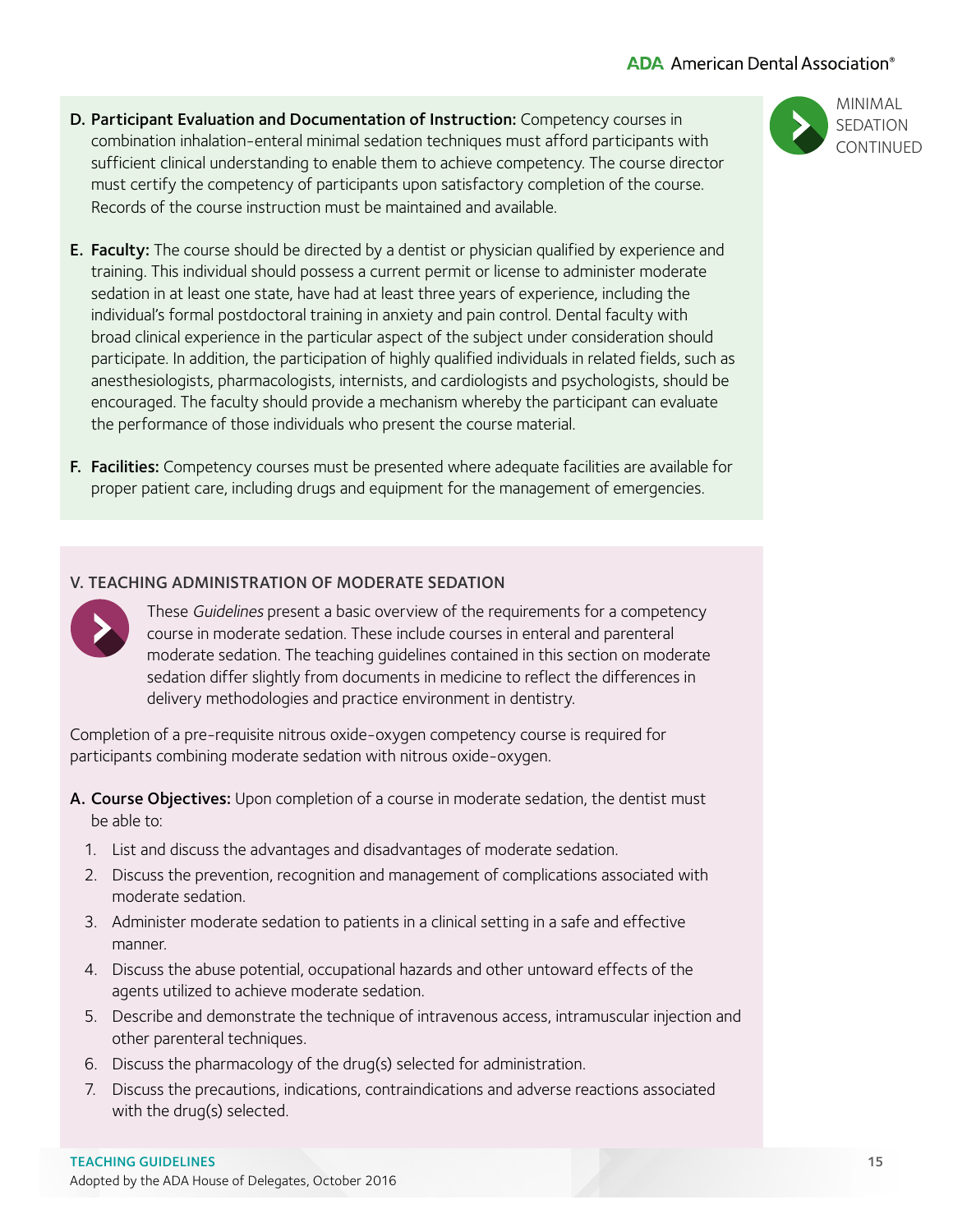MINIMAL SEDATION CONTINUED

**D. Participant Evaluation and Documentation of Instruction:** Competency courses in combination inhalation-enteral minimal sedation techniques must afford participants with sufficient clinical understanding to enable them to achieve competency. The course director must certify the competency of participants upon satisfactory completion of the course. Records of the course instruction must be maintained and available.

**E. Faculty:** The course should be directed by a dentist or physician qualified by experience and training. This individual should possess a current permit or license to administer moderate sedation in at least one state, have had at least three years of experience, including the individual's formal postdoctoral training in anxiety and pain control. Dental faculty with broad clinical experience in the particular aspect of the subject under consideration should participate. In addition, the participation of highly qualified individuals in related fields, such as anesthesiologists, pharmacologists, internists, and cardiologists and psychologists, should be encouraged. The faculty should provide a mechanism whereby the participant can evaluate the performance of those individuals who present the course material.

**F. Facilities:** Competency courses must be presented where adequate facilities are available for proper patient care, including drugs and equipment for the management of emergencies.

## V. TEACHING ADMINISTRATION OF MODERATE SEDATION

These *Guidelines* present a basic overview of the requirements for a competency course in moderate sedation. These include courses in enteral and parenteral moderate sedation. The teaching guidelines contained in this section on moderate sedation differ slightly from documents in medicine to reflect the differences in delivery methodologies and practice environment in dentistry.

Completion of a pre-requisite nitrous oxide-oxygen competency course is required for participants combining moderate sedation with nitrous oxide-oxygen.

**A. Course Objectives:** Upon completion of a course in moderate sedation, the dentist must be able to:

1. List and discuss the advantages and disadvantages of moderate sedation.
2. Discuss the prevention, recognition and management of complications associated with moderate sedation.
3. Administer moderate sedation to patients in a clinical setting in a safe and effective manner.
4. Discuss the abuse potential, occupational hazards and other untoward effects of the agents utilized to achieve moderate sedation.
5. Describe and demonstrate the technique of intravenous access, intramuscular injection and other parenteral techniques.
6. Discuss the pharmacology of the drug(s) selected for administration.
7. Discuss the precautions, indications, contraindications and adverse reactions associated with the drug(s) selected.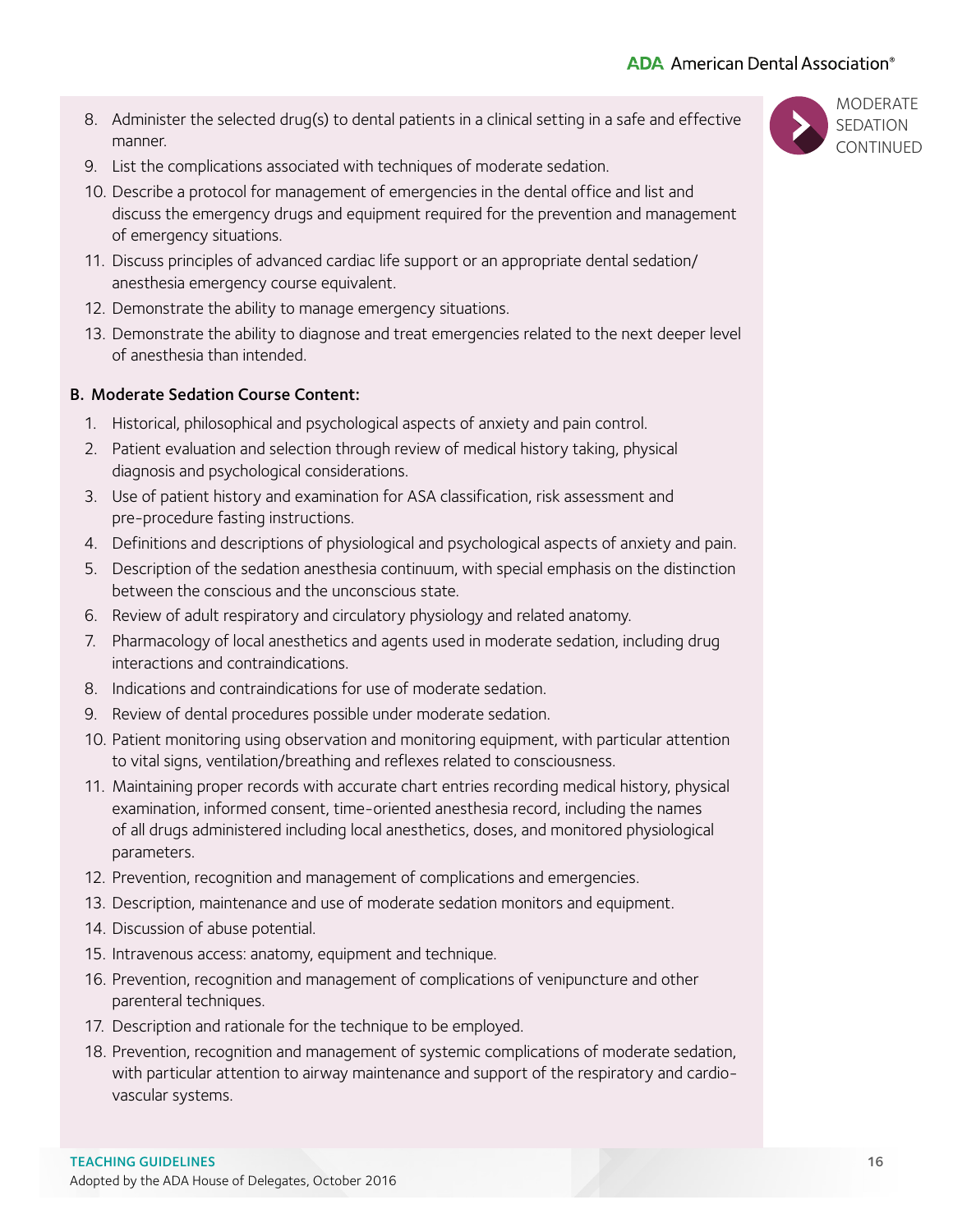8. Administer the selected drug(s) to dental patients in a clinical setting in a safe and effective manner.
9. List the complications associated with techniques of moderate sedation.
10. Describe a protocol for management of emergencies in the dental office and list and discuss the emergency drugs and equipment required for the prevention and management of emergency situations.
11. Discuss principles of advanced cardiac life support or an appropriate dental sedation/anesthesia emergency course equivalent.
12. Demonstrate the ability to manage emergency situations.
13. Demonstrate the ability to diagnose and treat emergencies related to the next deeper level of anesthesia than intended.

**B. Moderate Sedation Course Content:**

1. Historical, philosophical and psychological aspects of anxiety and pain control.
2. Patient evaluation and selection through review of medical history taking, physical diagnosis and psychological considerations.
3. Use of patient history and examination for ASA classification, risk assessment and pre-procedure fasting instructions.
4. Definitions and descriptions of physiological and psychological aspects of anxiety and pain.
5. Description of the sedation anesthesia continuum, with special emphasis on the distinction between the conscious and the unconscious state.
6. Review of adult respiratory and circulatory physiology and related anatomy.
7. Pharmacology of local anesthetics and agents used in moderate sedation, including drug interactions and contraindications.
8. Indications and contraindications for use of moderate sedation.
9. Review of dental procedures possible under moderate sedation.
10. Patient monitoring using observation and monitoring equipment, with particular attention to vital signs, ventilation/breathing and reflexes related to consciousness.
11. Maintaining proper records with accurate chart entries recording medical history, physical examination, informed consent, time-oriented anesthesia record, including the names of all drugs administered including local anesthetics, doses, and monitored physiological parameters.
12. Prevention, recognition and management of complications and emergencies.
13. Description, maintenance and use of moderate sedation monitors and equipment.
14. Discussion of abuse potential.
15. Intravenous access: anatomy, equipment and technique.
16. Prevention, recognition and management of complications of venipuncture and other parenteral techniques.
17. Description and rationale for the technique to be employed.
18. Prevention, recognition and management of systemic complications of moderate sedation, with particular attention to airway maintenance and support of the respiratory and cardiovascular systems.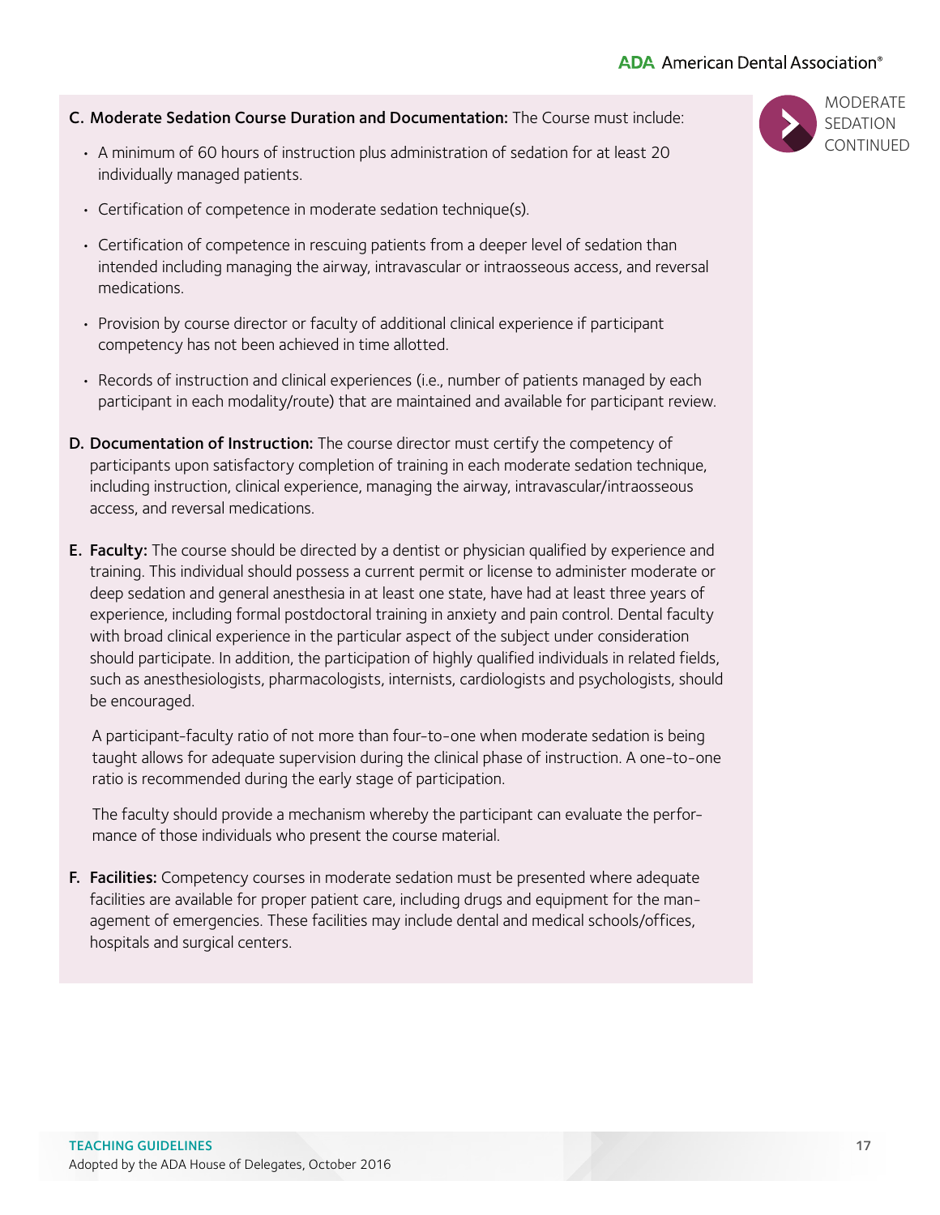MODERATE SEDATION CONTINUED

**C. Moderate Sedation Course Duration and Documentation:** The Course must include:

- A minimum of 60 hours of instruction plus administration of sedation for at least 20 individually managed patients.
- Certification of competence in moderate sedation technique(s).
- Certification of competence in rescuing patients from a deeper level of sedation than intended including managing the airway, intravascular or intraosseous access, and reversal medications.
- Provision by course director or faculty of additional clinical experience if participant competency has not been achieved in time allotted.
- Records of instruction and clinical experiences (i.e., number of patients managed by each participant in each modality/route) that are maintained and available for participant review.

**D. Documentation of Instruction:** The course director must certify the competency of participants upon satisfactory completion of training in each moderate sedation technique, including instruction, clinical experience, managing the airway, intravascular/intraosseous access, and reversal medications.

**E. Faculty:** The course should be directed by a dentist or physician qualified by experience and training. This individual should possess a current permit or license to administer moderate or deep sedation and general anesthesia in at least one state, have had at least three years of experience, including formal postdoctoral training in anxiety and pain control. Dental faculty with broad clinical experience in the particular aspect of the subject under consideration should participate. In addition, the participation of highly qualified individuals in related fields, such as anesthesiologists, pharmacologists, internists, cardiologists and psychologists, should be encouraged.

A participant-faculty ratio of not more than four-to-one when moderate sedation is being taught allows for adequate supervision during the clinical phase of instruction. A one-to-one ratio is recommended during the early stage of participation.

The faculty should provide a mechanism whereby the participant can evaluate the performance of those individuals who present the course material.

**F. Facilities:** Competency courses in moderate sedation must be presented where adequate facilities are available for proper patient care, including drugs and equipment for the management of emergencies. These facilities may include dental and medical schools/offices, hospitals and surgical centers.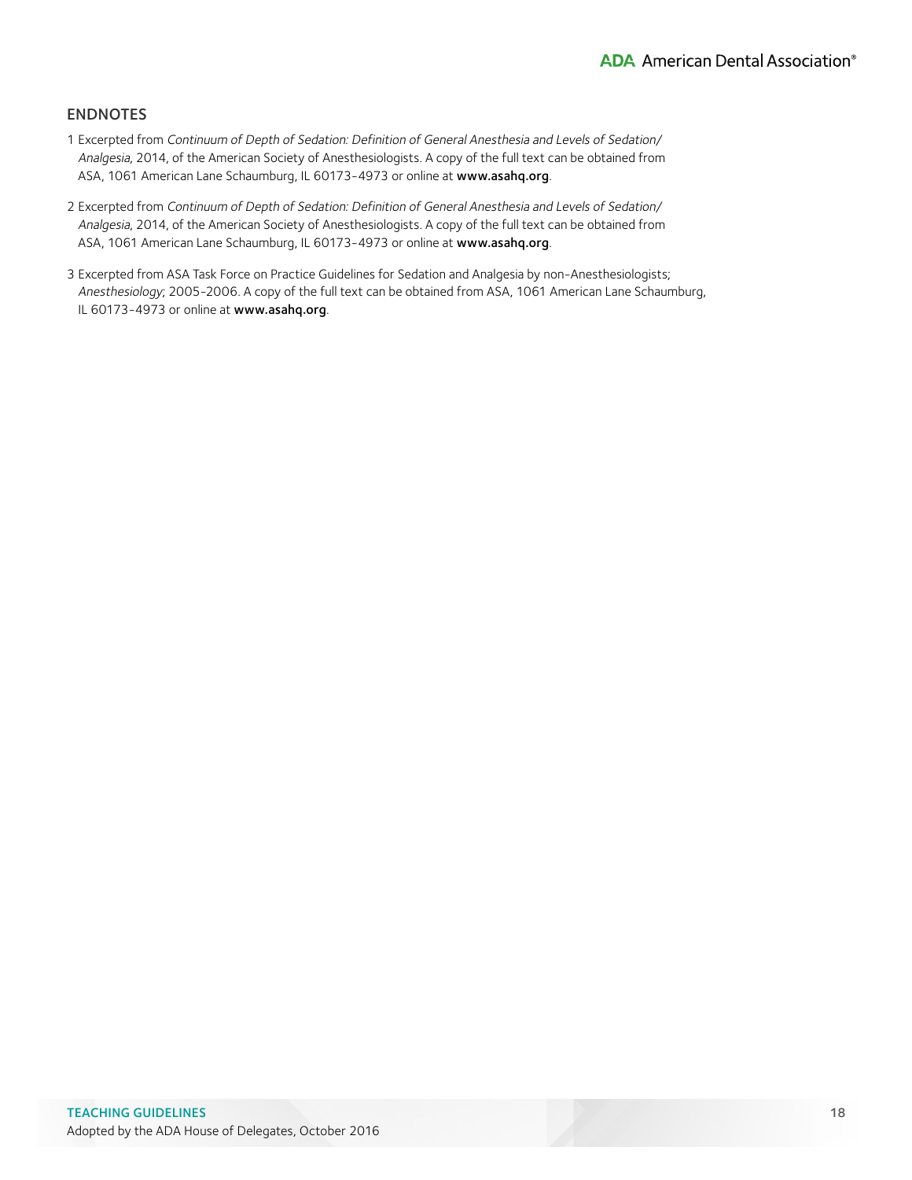## ENDNOTES

1 Excerpted from *Continuum of Depth of Sedation: Definition of General Anesthesia and Levels of Sedation/Analgesia*, 2014, of the American Society of Anesthesiologists. A copy of the full text can be obtained from ASA, 1061 American Lane Schaumburg, IL 60173-4973 or online at **www.asahq.org**.

2 Excerpted from *Continuum of Depth of Sedation: Definition of General Anesthesia and Levels of Sedation/Analgesia*, 2014, of the American Society of Anesthesiologists. A copy of the full text can be obtained from ASA, 1061 American Lane Schaumburg, IL 60173-4973 or online at **www.asahq.org**.

3 Excerpted from ASA Task Force on Practice Guidelines for Sedation and Analgesia by non-Anesthesiologists; *Anesthesiology*; 2005-2006. A copy of the full text can be obtained from ASA, 1061 American Lane Schaumburg, IL 60173-4973 or online at **www.asahq.org**.